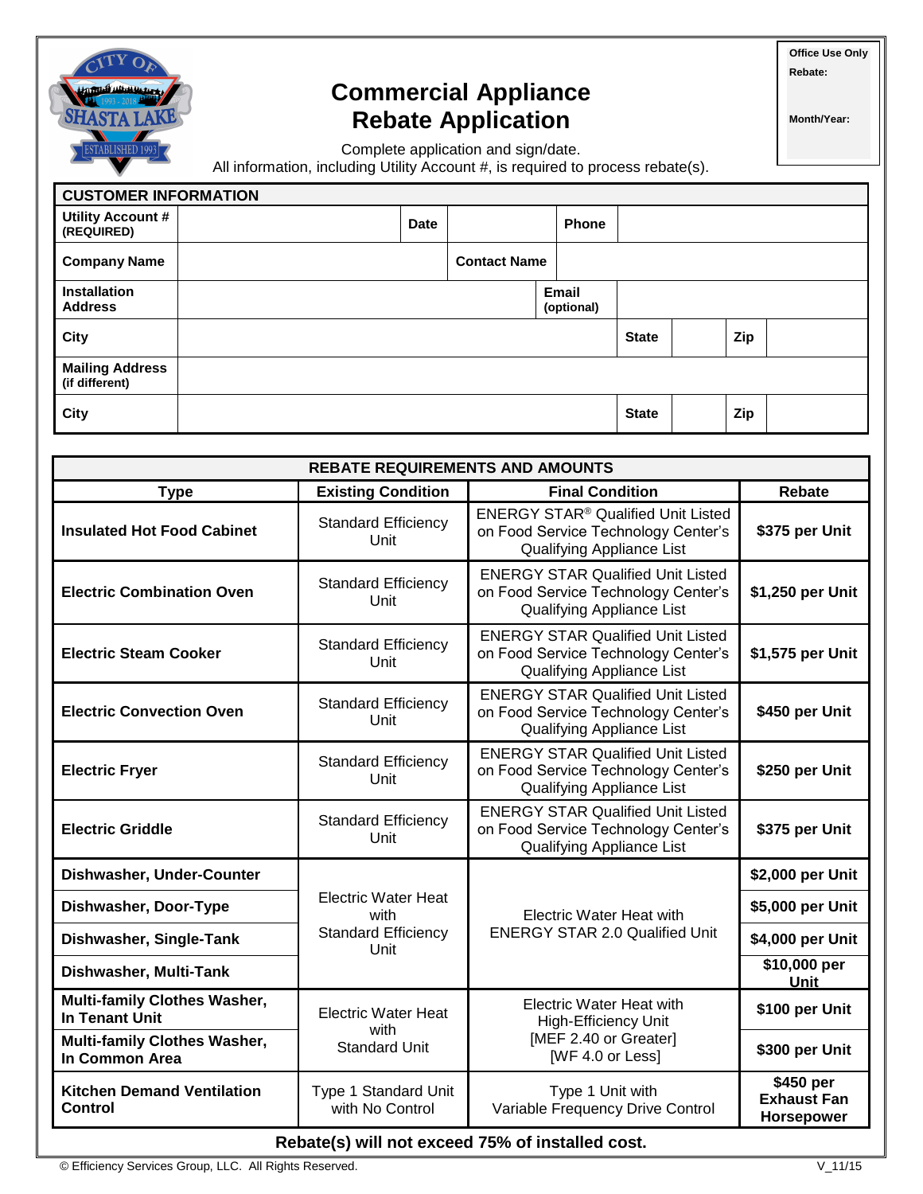Office Use Only
Rebate:
Month/Year:

# Commercial Appliance Rebate Application

Complete application and sign/date.
All information, including Utility Account #, is required to process rebate(s).

| CUSTOMER INFORMATION | | | | | | | |
|---|---|---|---|---|---|---|---|
| **Utility Account # (REQUIRED)** | | **Date** | | **Phone** | | | |
| **Company Name** | | **Contact Name** | | | | | |
| **Installation Address** | | | **Email (optional)** | | | | |
| **City** | | | | **State** | | **Zip** | |
| **Mailing Address (if different)** | | | | | | | |
| **City** | | | | **State** | | **Zip** | |

| REBATE REQUIREMENTS AND AMOUNTS | | | |
|---|---|---|---|
| **Type** | **Existing Condition** | **Final Condition** | **Rebate** |
| **Insulated Hot Food Cabinet** | Standard Efficiency Unit | ENERGY STAR® Qualified Unit Listed on Food Service Technology Center's Qualifying Appliance List | **$375 per Unit** |
| **Electric Combination Oven** | Standard Efficiency Unit | ENERGY STAR Qualified Unit Listed on Food Service Technology Center's Qualifying Appliance List | **$1,250 per Unit** |
| **Electric Steam Cooker** | Standard Efficiency Unit | ENERGY STAR Qualified Unit Listed on Food Service Technology Center's Qualifying Appliance List | **$1,575 per Unit** |
| **Electric Convection Oven** | Standard Efficiency Unit | ENERGY STAR Qualified Unit Listed on Food Service Technology Center's Qualifying Appliance List | **$450 per Unit** |
| **Electric Fryer** | Standard Efficiency Unit | ENERGY STAR Qualified Unit Listed on Food Service Technology Center's Qualifying Appliance List | **$250 per Unit** |
| **Electric Griddle** | Standard Efficiency Unit | ENERGY STAR Qualified Unit Listed on Food Service Technology Center's Qualifying Appliance List | **$375 per Unit** |
| **Dishwasher, Under-Counter** | Electric Water Heat with Standard Efficiency Unit | Electric Water Heat with ENERGY STAR 2.0 Qualified Unit | **$2,000 per Unit** |
| **Dishwasher, Door-Type** | | | **$5,000 per Unit** |
| **Dishwasher, Single-Tank** | | | **$4,000 per Unit** |
| **Dishwasher, Multi-Tank** | | | **$10,000 per Unit** |
| **Multi-family Clothes Washer, In Tenant Unit** | Electric Water Heat with Standard Unit | Electric Water Heat with High-Efficiency Unit [MEF 2.40 or Greater] [WF 4.0 or Less] | **$100 per Unit** |
| **Multi-family Clothes Washer, In Common Area** | | | **$300 per Unit** |
| **Kitchen Demand Ventilation Control** | Type 1 Standard Unit with No Control | Type 1 Unit with Variable Frequency Drive Control | **$450 per Exhaust Fan Horsepower** |

**Rebate(s) will not exceed 75% of installed cost.**

© Efficiency Services Group, LLC. All Rights Reserved. V_11/15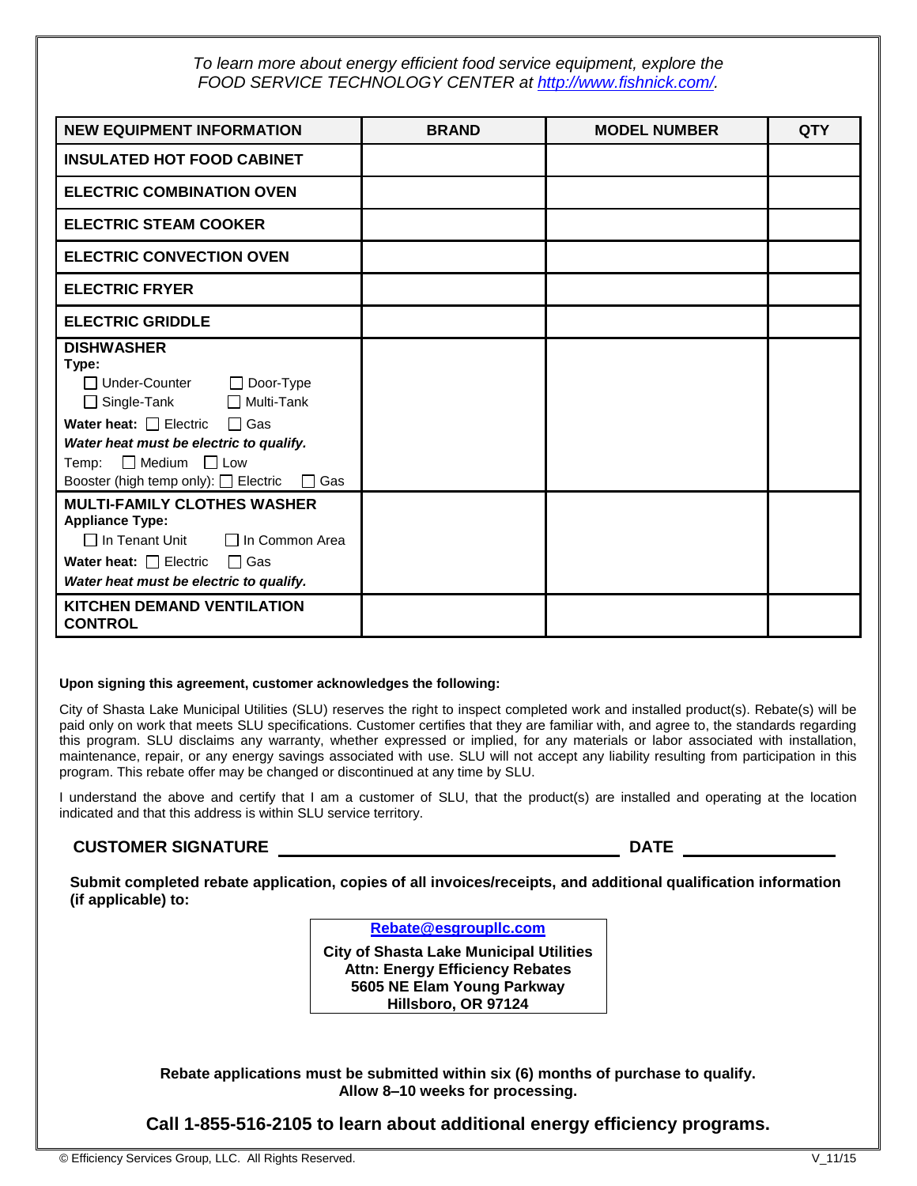*To learn more about energy efficient food service equipment, explore the FOOD SERVICE TECHNOLOGY CENTER at http://www.fishnick.com/.*

| NEW EQUIPMENT INFORMATION | BRAND | MODEL NUMBER | QTY |
|---|---|---|---|
| **INSULATED HOT FOOD CABINET** | | | |
| **ELECTRIC COMBINATION OVEN** | | | |
| **ELECTRIC STEAM COOKER** | | | |
| **ELECTRIC CONVECTION OVEN** | | | |
| **ELECTRIC FRYER** | | | |
| **ELECTRIC GRIDDLE** | | | |
| **DISHWASHER** <br> **Type:** <br> ☐ Under-Counter ☐ Door-Type <br> ☐ Single-Tank ☐ Multi-Tank <br> **Water heat:** ☐ Electric ☐ Gas <br> ***Water heat must be electric to qualify.*** <br> Temp: ☐ Medium ☐ Low <br> Booster (high temp only): ☐ Electric ☐ Gas | | | |
| **MULTI-FAMILY CLOTHES WASHER** <br> **Appliance Type:** <br> ☐ In Tenant Unit ☐ In Common Area <br> **Water heat:** ☐ Electric ☐ Gas <br> ***Water heat must be electric to qualify.*** | | | |
| **KITCHEN DEMAND VENTILATION CONTROL** | | | |

**Upon signing this agreement, customer acknowledges the following:**

City of Shasta Lake Municipal Utilities (SLU) reserves the right to inspect completed work and installed product(s). Rebate(s) will be paid only on work that meets SLU specifications. Customer certifies that they are familiar with, and agree to, the standards regarding this program. SLU disclaims any warranty, whether expressed or implied, for any materials or labor associated with installation, maintenance, repair, or any energy savings associated with use. SLU will not accept any liability resulting from participation in this program. This rebate offer may be changed or discontinued at any time by SLU.

I understand the above and certify that I am a customer of SLU, that the product(s) are installed and operating at the location indicated and that this address is within SLU service territory.

**CUSTOMER SIGNATURE** ______________________________ **DATE** ______________

**Submit completed rebate application, copies of all invoices/receipts, and additional qualification information (if applicable) to:**

**Rebate@esgroupllc.com**
**City of Shasta Lake Municipal Utilities**
**Attn: Energy Efficiency Rebates**
**5605 NE Elam Young Parkway**
**Hillsboro, OR 97124**

**Rebate applications must be submitted within six (6) months of purchase to qualify.**
**Allow 8–10 weeks for processing.**

**Call 1-855-516-2105 to learn about additional energy efficiency programs.**

© Efficiency Services Group, LLC. All Rights Reserved. V_11/15